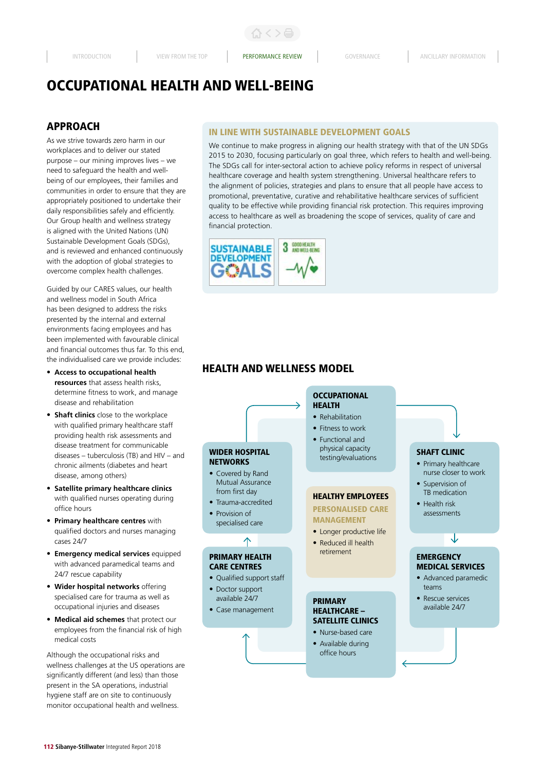# OCCUPATIONAL HEALTH AND WELL-BEING

## APPROACH

As we strive towards zero harm in our workplaces and to deliver our stated purpose – our mining improves lives – we need to safeguard the health and well-being of our employees, their families and communities in order to ensure that they are appropriately positioned to undertake their daily responsibilities safely and efficiently. Our Group health and wellness strategy is aligned with the United Nations (UN) Sustainable Development Goals (SDGs), and is reviewed and enhanced continuously with the adoption of global strategies to overcome complex health challenges.

Guided by our CARES values, our health and wellness model in South Africa has been designed to address the risks presented by the internal and external environments facing employees and has been implemented with favourable clinical and financial outcomes thus far. To this end, the individualised care we provide includes:

- **Access to occupational health resources** that assess health risks, determine fitness to work, and manage disease and rehabilitation
- **Shaft clinics** close to the workplace with qualified primary healthcare staff providing health risk assessments and disease treatment for communicable diseases – tuberculosis (TB) and HIV – and chronic ailments (diabetes and heart disease, among others)
- **Satellite primary healthcare clinics** with qualified nurses operating during office hours
- **Primary healthcare centres** with qualified doctors and nurses managing cases 24/7
- **Emergency medical services** equipped with advanced paramedical teams and 24/7 rescue capability
- **Wider hospital networks** offering specialised care for trauma as well as occupational injuries and diseases
- **Medical aid schemes** that protect our employees from the financial risk of high medical costs

Although the occupational risks and wellness challenges at the US operations are significantly different (and less) than those present in the SA operations, industrial hygiene staff are on site to continuously monitor occupational health and wellness.

## IN LINE WITH SUSTAINABLE DEVELOPMENT GOALS

We continue to make progress in aligning our health strategy with that of the UN SDGs 2015 to 2030, focusing particularly on goal three, which refers to health and well-being. The SDGs call for inter-sectoral action to achieve policy reforms in respect of universal healthcare coverage and health system strengthening. Universal healthcare refers to the alignment of policies, strategies and plans to ensure that all people have access to promotional, preventative, curative and rehabilitative healthcare services of sufficient quality to be effective while providing financial risk protection. This requires improving access to healthcare as well as broadening the scope of services, quality of care and financial protection.

SUSTAINABLE DEVELOPMENT GOALS | 3 GOOD HEALTH AND WELL-BEING

## HEALTH AND WELLNESS MODEL

**OCCUPATIONAL HEALTH**
- Rehabilitation
- Fitness to work
- Functional and physical capacity testing/evaluations

**SHAFT CLINIC**
- Primary healthcare nurse closer to work
- Supervision of TB medication
- Health risk assessments

**EMERGENCY MEDICAL SERVICES**
- Advanced paramedic teams
- Rescue services available 24/7

**PRIMARY HEALTHCARE – SATELLITE CLINICS**
- Nurse-based care
- Available during office hours

**PRIMARY HEALTH CARE CENTRES**
- Qualified support staff
- Doctor support available 24/7
- Case management

**WIDER HOSPITAL NETWORKS**
- Covered by Rand Mutual Assurance from first day
- Trauma-accredited
- Provision of specialised care

**HEALTHY EMPLOYEES**
**PERSONALISED CARE MANAGEMENT**
- Longer productive life
- Reduced ill health retirement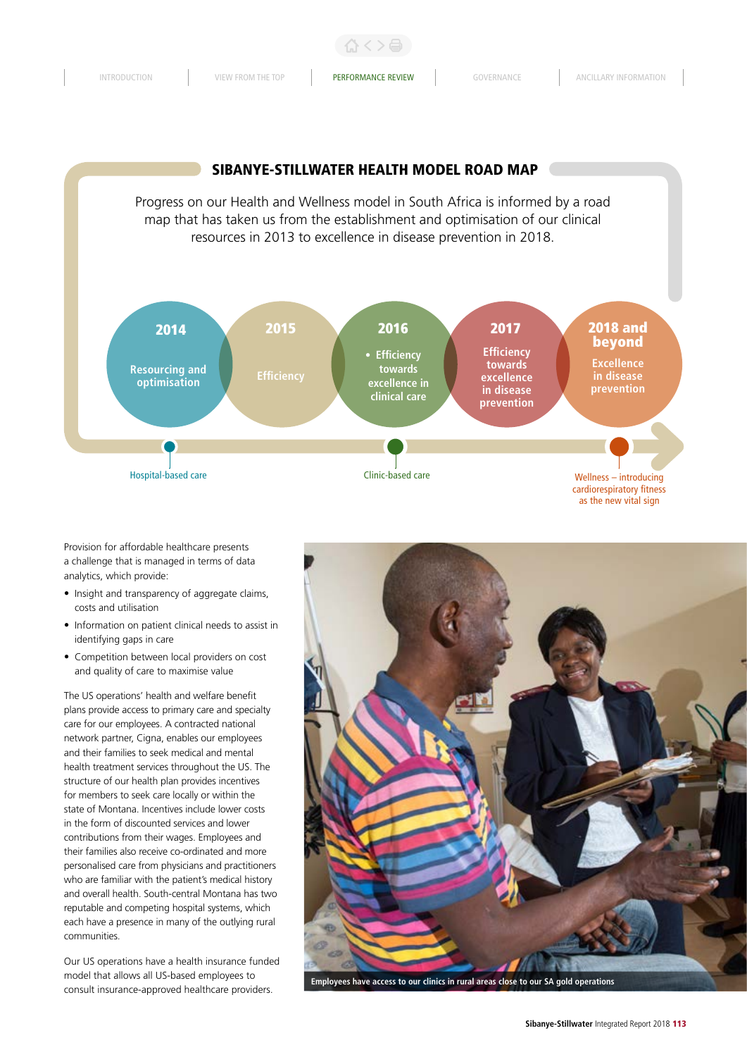## SIBANYE-STILLWATER HEALTH MODEL ROAD MAP

Progress on our Health and Wellness model in South Africa is informed by a road map that has taken us from the establishment and optimisation of our clinical resources in 2013 to excellence in disease prevention in 2018.

**2014**
Resourcing and optimisation

**2015**
Efficiency

**2016**
- Efficiency towards excellence in clinical care

**2017**
Efficiency towards excellence in disease prevention

**2018 and beyond**
Excellence in disease prevention

Hospital-based care

Clinic-based care

Wellness – introducing cardiorespiratory fitness as the new vital sign

Provision for affordable healthcare presents a challenge that is managed in terms of data analytics, which provide:

- Insight and transparency of aggregate claims, costs and utilisation
- Information on patient clinical needs to assist in identifying gaps in care
- Competition between local providers on cost and quality of care to maximise value

The US operations' health and welfare benefit plans provide access to primary care and specialty care for our employees. A contracted national network partner, Cigna, enables our employees and their families to seek medical and mental health treatment services throughout the US. The structure of our health plan provides incentives for members to seek care locally or within the state of Montana. Incentives include lower costs in the form of discounted services and lower contributions from their wages. Employees and their families also receive co-ordinated and more personalised care from physicians and practitioners who are familiar with the patient's medical history and overall health. South-central Montana has two reputable and competing hospital systems, which each have a presence in many of the outlying rural communities.

Our US operations have a health insurance funded model that allows all US-based employees to consult insurance-approved healthcare providers.

Employees have access to our clinics in rural areas close to our SA gold operations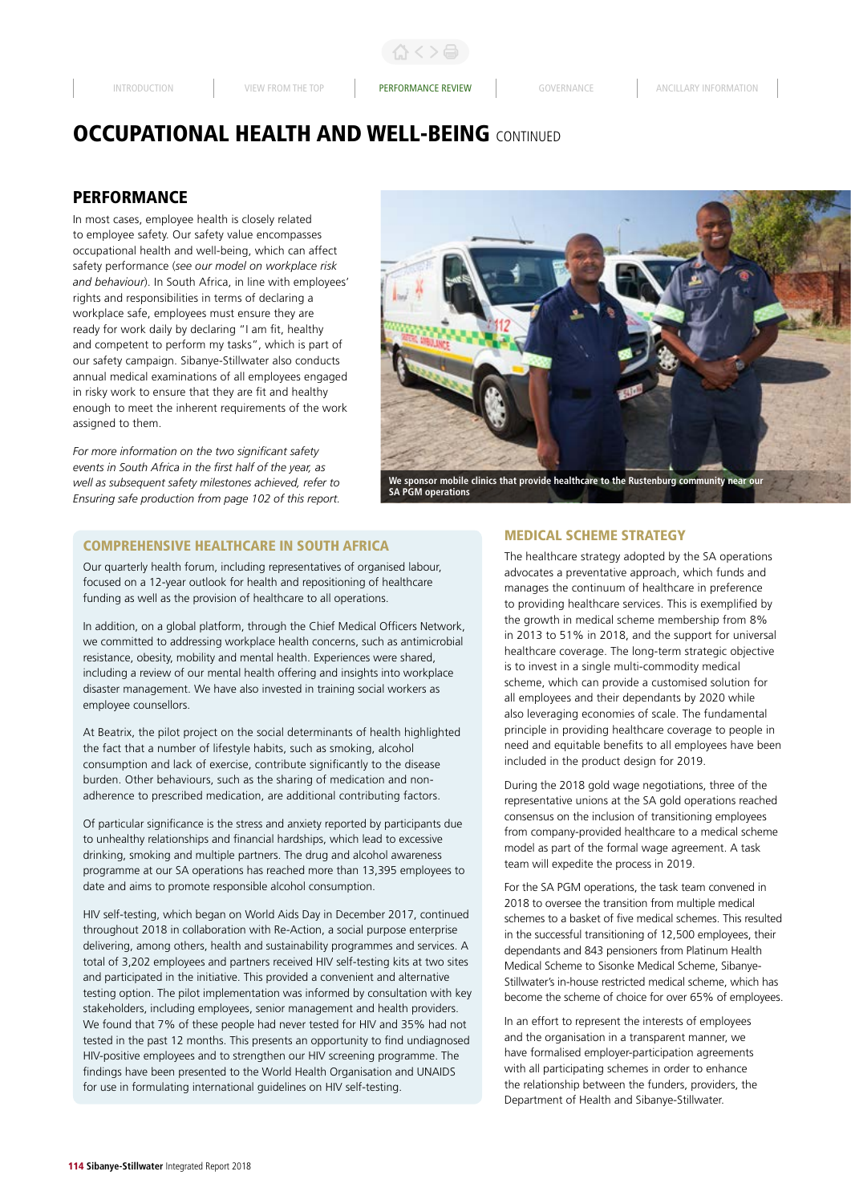# OCCUPATIONAL HEALTH AND WELL-BEING CONTINUED

## PERFORMANCE

In most cases, employee health is closely related to employee safety. Our safety value encompasses occupational health and well-being, which can affect safety performance (*see our model on workplace risk and behaviour*). In South Africa, in line with employees' rights and responsibilities in terms of declaring a workplace safe, employees must ensure they are ready for work daily by declaring "I am fit, healthy and competent to perform my tasks", which is part of our safety campaign. Sibanye-Stillwater also conducts annual medical examinations of all employees engaged in risky work to ensure that they are fit and healthy enough to meet the inherent requirements of the work assigned to them.

*For more information on the two significant safety events in South Africa in the first half of the year, as well as subsequent safety milestones achieved, refer to Ensuring safe production from page 102 of this report.*

**We sponsor mobile clinics that provide healthcare to the Rustenburg community near our SA PGM operations**

### COMPREHENSIVE HEALTHCARE IN SOUTH AFRICA

Our quarterly health forum, including representatives of organised labour, focused on a 12-year outlook for health and repositioning of healthcare funding as well as the provision of healthcare to all operations.

In addition, on a global platform, through the Chief Medical Officers Network, we committed to addressing workplace health concerns, such as antimicrobial resistance, obesity, mobility and mental health. Experiences were shared, including a review of our mental health offering and insights into workplace disaster management. We have also invested in training social workers as employee counsellors.

At Beatrix, the pilot project on the social determinants of health highlighted the fact that a number of lifestyle habits, such as smoking, alcohol consumption and lack of exercise, contribute significantly to the disease burden. Other behaviours, such as the sharing of medication and non-adherence to prescribed medication, are additional contributing factors.

Of particular significance is the stress and anxiety reported by participants due to unhealthy relationships and financial hardships, which lead to excessive drinking, smoking and multiple partners. The drug and alcohol awareness programme at our SA operations has reached more than 13,395 employees to date and aims to promote responsible alcohol consumption.

HIV self-testing, which began on World Aids Day in December 2017, continued throughout 2018 in collaboration with Re-Action, a social purpose enterprise delivering, among others, health and sustainability programmes and services. A total of 3,202 employees and partners received HIV self-testing kits at two sites and participated in the initiative. This provided a convenient and alternative testing option. The pilot implementation was informed by consultation with key stakeholders, including employees, senior management and health providers. We found that 7% of these people had never tested for HIV and 35% had not tested in the past 12 months. This presents an opportunity to find undiagnosed HIV-positive employees and to strengthen our HIV screening programme. The findings have been presented to the World Health Organisation and UNAIDS for use in formulating international guidelines on HIV self-testing.

### MEDICAL SCHEME STRATEGY

The healthcare strategy adopted by the SA operations advocates a preventative approach, which funds and manages the continuum of healthcare in preference to providing healthcare services. This is exemplified by the growth in medical scheme membership from 8% in 2013 to 51% in 2018, and the support for universal healthcare coverage. The long-term strategic objective is to invest in a single multi-commodity medical scheme, which can provide a customised solution for all employees and their dependants by 2020 while also leveraging economies of scale. The fundamental principle in providing healthcare coverage to people in need and equitable benefits to all employees have been included in the product design for 2019.

During the 2018 gold wage negotiations, three of the representative unions at the SA gold operations reached consensus on the inclusion of transitioning employees from company-provided healthcare to a medical scheme model as part of the formal wage agreement. A task team will expedite the process in 2019.

For the SA PGM operations, the task team convened in 2018 to oversee the transition from multiple medical schemes to a basket of five medical schemes. This resulted in the successful transitioning of 12,500 employees, their dependants and 843 pensioners from Platinum Health Medical Scheme to Sisonke Medical Scheme, Sibanye-Stillwater's in-house restricted medical scheme, which has become the scheme of choice for over 65% of employees.

In an effort to represent the interests of employees and the organisation in a transparent manner, we have formalised employer-participation agreements with all participating schemes in order to enhance the relationship between the funders, providers, the Department of Health and Sibanye-Stillwater.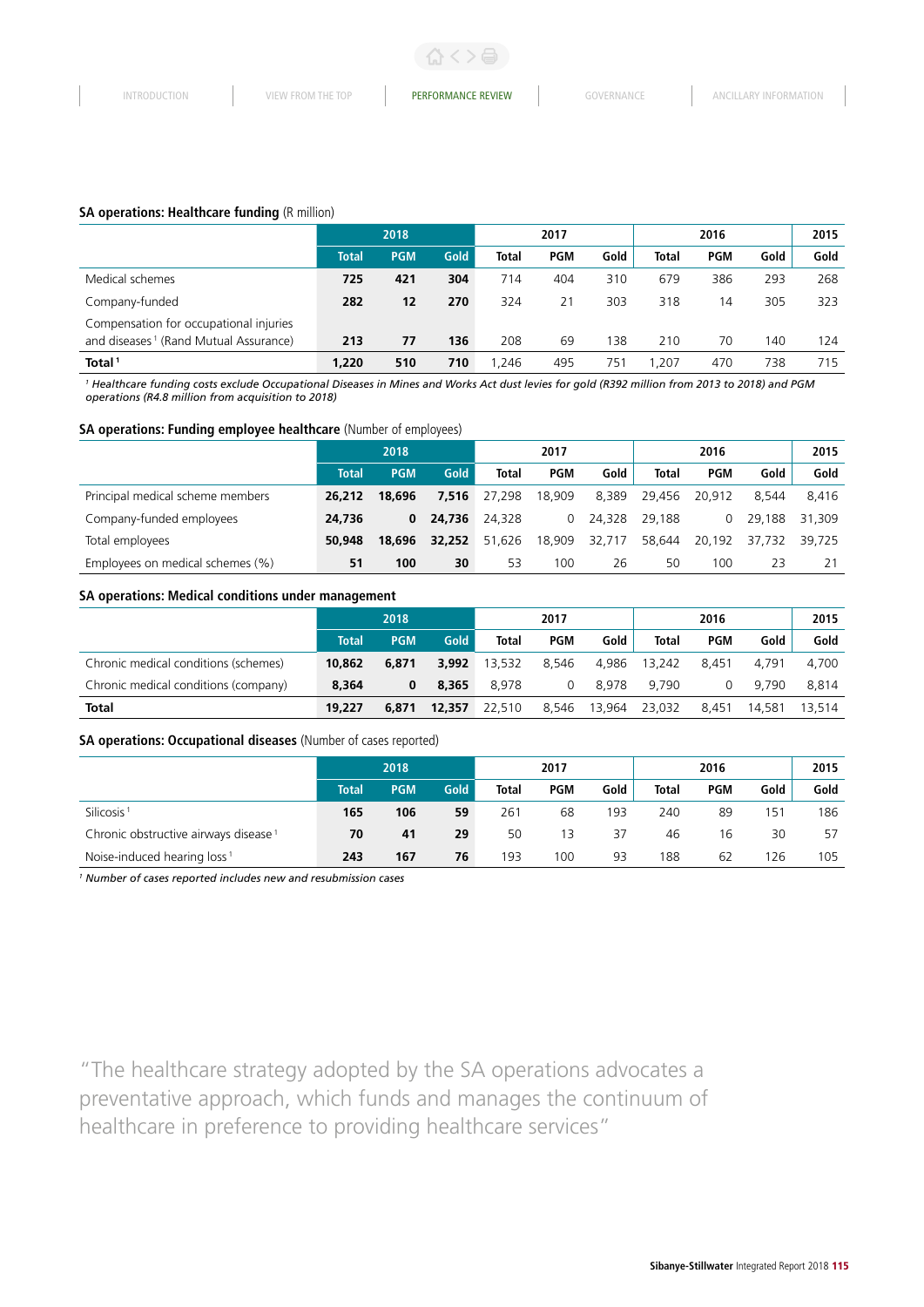**SA operations: Healthcare funding** (R million)

| | 2018 | | | 2017 | | | 2016 | | | 2015 |
|---|---|---|---|---|---|---|---|---|---|---|
| | **Total** | **PGM** | **Gold** | **Total** | **PGM** | **Gold** | **Total** | **PGM** | **Gold** | **Gold** |
| Medical schemes | **725** | **421** | **304** | 714 | 404 | 310 | 679 | 386 | 293 | 268 |
| Company-funded | **282** | **12** | **270** | 324 | 21 | 303 | 318 | 14 | 305 | 323 |
| Compensation for occupational injuries and diseases [1] (Rand Mutual Assurance) | **213** | **77** | **136** | 208 | 69 | 138 | 210 | 70 | 140 | 124 |
| **Total** [1] | **1,220** | **510** | **710** | 1,246 | 495 | 751 | 1,207 | 470 | 738 | 715 |

[1] *Healthcare funding costs exclude Occupational Diseases in Mines and Works Act dust levies for gold (R392 million from 2013 to 2018) and PGM operations (R4.8 million from acquisition to 2018)*

**SA operations: Funding employee healthcare** (Number of employees)

| | 2018 | | | 2017 | | | 2016 | | | 2015 |
|---|---|---|---|---|---|---|---|---|---|---|
| | **Total** | **PGM** | **Gold** | **Total** | **PGM** | **Gold** | **Total** | **PGM** | **Gold** | **Gold** |
| Principal medical scheme members | **26,212** | **18,696** | **7,516** | 27,298 | 18,909 | 8,389 | 29,456 | 20,912 | 8,544 | 8,416 |
| Company-funded employees | **24,736** | **0** | **24,736** | 24,328 | 0 | 24,328 | 29,188 | 0 | 29,188 | 31,309 |
| Total employees | **50,948** | **18,696** | **32,252** | 51,626 | 18,909 | 32,717 | 58,644 | 20,192 | 37,732 | 39,725 |
| Employees on medical schemes (%) | **51** | **100** | **30** | 53 | 100 | 26 | 50 | 100 | 23 | 21 |

**SA operations: Medical conditions under management**

| | 2018 | | | 2017 | | | 2016 | | | 2015 |
|---|---|---|---|---|---|---|---|---|---|---|
| | **Total** | **PGM** | **Gold** | **Total** | **PGM** | **Gold** | **Total** | **PGM** | **Gold** | **Gold** |
| Chronic medical conditions (schemes) | **10,862** | **6,871** | **3,992** | 13,532 | 8,546 | 4,986 | 13,242 | 8,451 | 4,791 | 4,700 |
| Chronic medical conditions (company) | **8,364** | **0** | **8,365** | 8,978 | 0 | 8,978 | 9,790 | 0 | 9,790 | 8,814 |
| **Total** | **19,227** | **6,871** | **12,357** | 22,510 | 8,546 | 13,964 | 23,032 | 8,451 | 14,581 | 13,514 |

**SA operations: Occupational diseases** (Number of cases reported)

| | 2018 | | | 2017 | | | 2016 | | | 2015 |
|---|---|---|---|---|---|---|---|---|---|---|
| | **Total** | **PGM** | **Gold** | **Total** | **PGM** | **Gold** | **Total** | **PGM** | **Gold** | **Gold** |
| Silicosis [1] | **165** | **106** | **59** | 261 | 68 | 193 | 240 | 89 | 151 | 186 |
| Chronic obstructive airways disease [1] | **70** | **41** | **29** | 50 | 13 | 37 | 46 | 16 | 30 | 57 |
| Noise-induced hearing loss [1] | **243** | **167** | **76** | 193 | 100 | 93 | 188 | 62 | 126 | 105 |

[1] *Number of cases reported includes new and resubmission cases*

"The healthcare strategy adopted by the SA operations advocates a preventative approach, which funds and manages the continuum of healthcare in preference to providing healthcare services"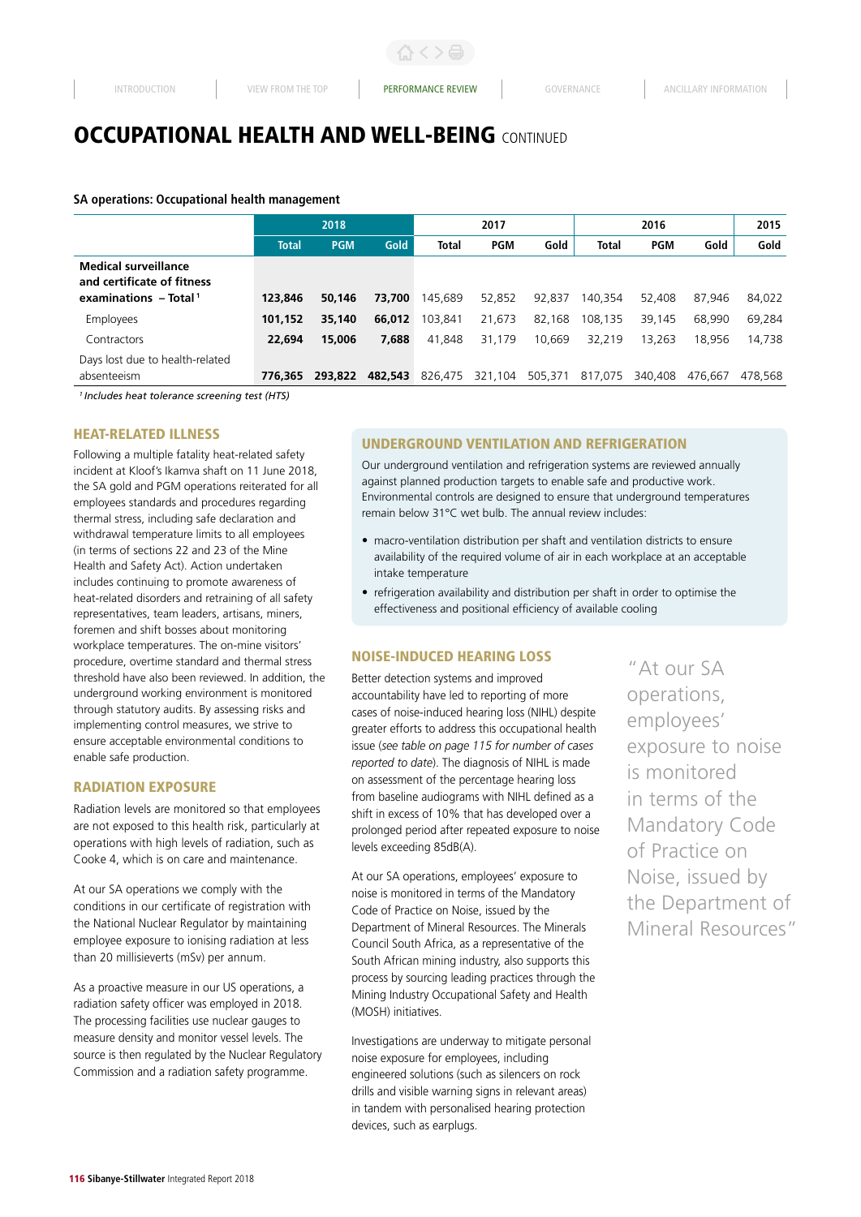# OCCUPATIONAL HEALTH AND WELL-BEING CONTINUED

**SA operations: Occupational health management**

| | 2018 | | | 2017 | | | 2016 | | | 2015 |
|---|---|---|---|---|---|---|---|---|---|---|
| | Total | PGM | Gold | Total | PGM | Gold | Total | PGM | Gold | Gold |
| **Medical surveillance and certificate of fitness examinations – Total [1]** | **123,846** | **50,146** | **73,700** | 145,689 | 52,852 | 92,837 | 140,354 | 52,408 | 87,946 | 84,022 |
| Employees | **101,152** | **35,140** | **66,012** | 103,841 | 21,673 | 82,168 | 108,135 | 39,145 | 68,990 | 69,284 |
| Contractors | **22,694** | **15,006** | **7,688** | 41,848 | 31,179 | 10,669 | 32,219 | 13,263 | 18,956 | 14,738 |
| Days lost due to health-related absenteeism | **776,365** | **293,822** | **482,543** | 826,475 | 321,104 | 505,371 | 817,075 | 340,408 | 476,667 | 478,568 |

*[1] Includes heat tolerance screening test (HTS)*

## HEAT-RELATED ILLNESS

Following a multiple fatality heat-related safety incident at Kloof's Ikamva shaft on 11 June 2018, the SA gold and PGM operations reiterated for all employees standards and procedures regarding thermal stress, including safe declaration and withdrawal temperature limits to all employees (in terms of sections 22 and 23 of the Mine Health and Safety Act). Action undertaken includes continuing to promote awareness of heat-related disorders and retraining of all safety representatives, team leaders, artisans, miners, foremen and shift bosses about monitoring workplace temperatures. The on-mine visitors' procedure, overtime standard and thermal stress threshold have also been reviewed. In addition, the underground working environment is monitored through statutory audits. By assessing risks and implementing control measures, we strive to ensure acceptable environmental conditions to enable safe production.

## RADIATION EXPOSURE

Radiation levels are monitored so that employees are not exposed to this health risk, particularly at operations with high levels of radiation, such as Cooke 4, which is on care and maintenance.

At our SA operations we comply with the conditions in our certificate of registration with the National Nuclear Regulator by maintaining employee exposure to ionising radiation at less than 20 millisieverts (mSv) per annum.

As a proactive measure in our US operations, a radiation safety officer was employed in 2018. The processing facilities use nuclear gauges to measure density and monitor vessel levels. The source is then regulated by the Nuclear Regulatory Commission and a radiation safety programme.

## UNDERGROUND VENTILATION AND REFRIGERATION

Our underground ventilation and refrigeration systems are reviewed annually against planned production targets to enable safe and productive work. Environmental controls are designed to ensure that underground temperatures remain below 31°C wet bulb. The annual review includes:

- macro-ventilation distribution per shaft and ventilation districts to ensure availability of the required volume of air in each workplace at an acceptable intake temperature
- refrigeration availability and distribution per shaft in order to optimise the effectiveness and positional efficiency of available cooling

## NOISE-INDUCED HEARING LOSS

Better detection systems and improved accountability have led to reporting of more cases of noise-induced hearing loss (NIHL) despite greater efforts to address this occupational health issue (*see table on page 115 for number of cases reported to date*). The diagnosis of NIHL is made on assessment of the percentage hearing loss from baseline audiograms with NIHL defined as a shift in excess of 10% that has developed over a prolonged period after repeated exposure to noise levels exceeding 85dB(A).

At our SA operations, employees' exposure to noise is monitored in terms of the Mandatory Code of Practice on Noise, issued by the Department of Mineral Resources. The Minerals Council South Africa, as a representative of the South African mining industry, also supports this process by sourcing leading practices through the Mining Industry Occupational Safety and Health (MOSH) initiatives.

Investigations are underway to mitigate personal noise exposure for employees, including engineered solutions (such as silencers on rock drills and visible warning signs in relevant areas) in tandem with personalised hearing protection devices, such as earplugs.

> "At our SA operations, employees' exposure to noise is monitored in terms of the Mandatory Code of Practice on Noise, issued by the Department of Mineral Resources"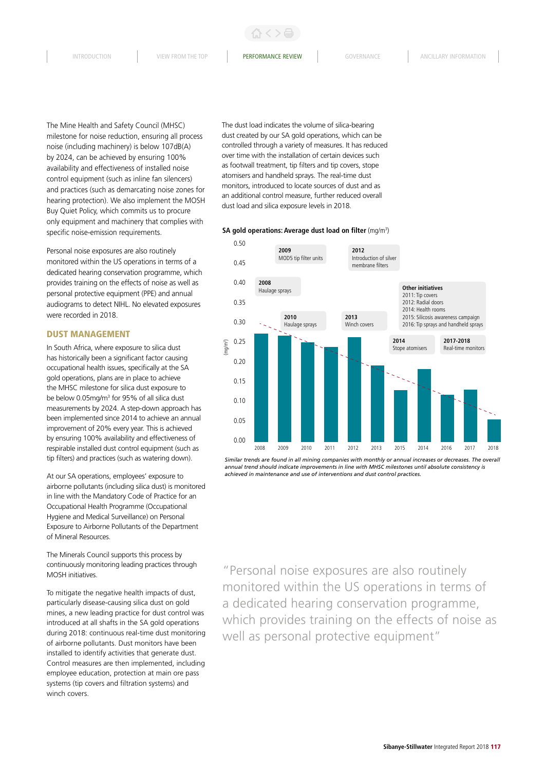The Mine Health and Safety Council (MHSC) milestone for noise reduction, ensuring all process noise (including machinery) is below 107dB(A) by 2024, can be achieved by ensuring 100% availability and effectiveness of installed noise control equipment (such as inline fan silencers) and practices (such as demarcating noise zones for hearing protection). We also implement the MOSH Buy Quiet Policy, which commits us to procure only equipment and machinery that complies with specific noise-emission requirements.

Personal noise exposures are also routinely monitored within the US operations in terms of a dedicated hearing conservation programme, which provides training on the effects of noise as well as personal protective equipment (PPE) and annual audiograms to detect NIHL. No elevated exposures were recorded in 2018.

## DUST MANAGEMENT

In South Africa, where exposure to silica dust has historically been a significant factor causing occupational health issues, specifically at the SA gold operations, plans are in place to achieve the MHSC milestone for silica dust exposure to be below 0.05mg/m³ for 95% of all silica dust measurements by 2024. A step-down approach has been implemented since 2014 to achieve an annual improvement of 20% every year. This is achieved by ensuring 100% availability and effectiveness of respirable installed dust control equipment (such as tip filters) and practices (such as watering down).

At our SA operations, employees' exposure to airborne pollutants (including silica dust) is monitored in line with the Mandatory Code of Practice for an Occupational Health Programme (Occupational Hygiene and Medical Surveillance) on Personal Exposure to Airborne Pollutants of the Department of Mineral Resources.

The Minerals Council supports this process by continuously monitoring leading practices through MOSH initiatives.

To mitigate the negative health impacts of dust, particularly disease-causing silica dust on gold mines, a new leading practice for dust control was introduced at all shafts in the SA gold operations during 2018: continuous real-time dust monitoring of airborne pollutants. Dust monitors have been installed to identify activities that generate dust. Control measures are then implemented, including employee education, protection at main ore pass systems (tip covers and filtration systems) and winch covers.

The dust load indicates the volume of silica-bearing dust created by our SA gold operations, which can be controlled through a variety of measures. It has reduced over time with the installation of certain devices such as footwall treatment, tip filters and tip covers, stope atomisers and handheld sprays. The real-time dust monitors, introduced to locate sources of dust and as an additional control measure, further reduced overall dust load and silica exposure levels in 2018.

**SA gold operations: Average dust load on filter** (mg/m³)

| Year | Average dust load on filter (mg/m³) (approx.) | Initiative |
|---|---|---|
| 2008 | 0.27 | Haulage sprays |
| 2009 | 0.27 | MOD5 tip filter units |
| 2010 | 0.25 | Haulage sprays |
| 2011 | 0.24 | Tip covers |
| 2012 | 0.26 | Introduction of silver membrane filters; Radial doors |
| 2013 | 0.19 | Winch covers |
| 2015 | 0.13 | Silicosis awareness campaign |
| 2014 | 0.18 | Stope atomisers; Health rooms |
| 2016 | 0.12 | Tip sprays and handheld sprays |
| 2017 | 0.13 | Real-time monitors (2017-2018) |
| 2018 | 0.06 | Real-time monitors (2017-2018) |

*Similar trends are found in all mining companies with monthly or annual increases or decreases. The overall annual trend should indicate improvements in line with MHSC milestones until absolute consistency is achieved in maintenance and use of interventions and dust control practices.*

> "Personal noise exposures are also routinely monitored within the US operations in terms of a dedicated hearing conservation programme, which provides training on the effects of noise as well as personal protective equipment"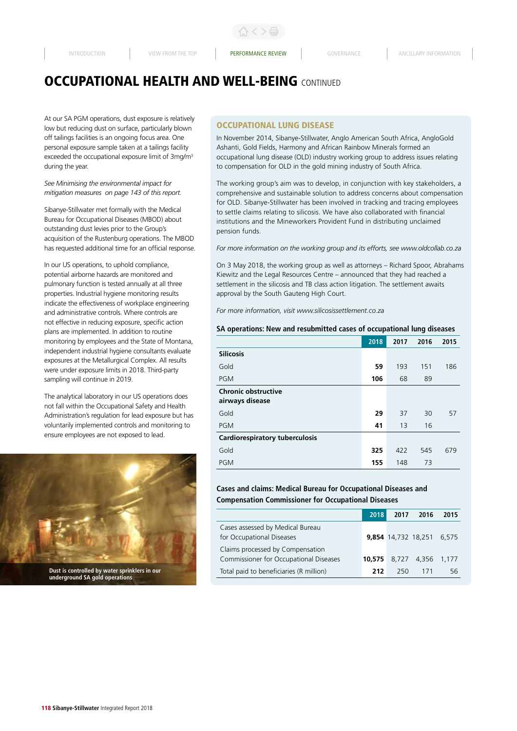# OCCUPATIONAL HEALTH AND WELL-BEING CONTINUED

At our SA PGM operations, dust exposure is relatively low but reducing dust on surface, particularly blown off tailings facilities is an ongoing focus area. One personal exposure sample taken at a tailings facility exceeded the occupational exposure limit of 3mg/m³ during the year.

*See Minimising the environmental impact for mitigation measures on page 143 of this report.*

Sibanye-Stillwater met formally with the Medical Bureau for Occupational Diseases (MBOD) about outstanding dust levies prior to the Group's acquisition of the Rustenburg operations. The MBOD has requested additional time for an official response.

In our US operations, to uphold compliance, potential airborne hazards are monitored and pulmonary function is tested annually at all three properties. Industrial hygiene monitoring results indicate the effectiveness of workplace engineering and administrative controls. Where controls are not effective in reducing exposure, specific action plans are implemented. In addition to routine monitoring by employees and the State of Montana, independent industrial hygiene consultants evaluate exposures at the Metallurgical Complex. All results were under exposure limits in 2018. Third-party sampling will continue in 2019.

The analytical laboratory in our US operations does not fall within the Occupational Safety and Health Administration's regulation for lead exposure but has voluntarily implemented controls and monitoring to ensure employees are not exposed to lead.

Dust is controlled by water sprinklers in our underground SA gold operations

## OCCUPATIONAL LUNG DISEASE

In November 2014, Sibanye-Stillwater, Anglo American South Africa, AngloGold Ashanti, Gold Fields, Harmony and African Rainbow Minerals formed an occupational lung disease (OLD) industry working group to address issues relating to compensation for OLD in the gold mining industry of South Africa.

The working group's aim was to develop, in conjunction with key stakeholders, a comprehensive and sustainable solution to address concerns about compensation for OLD. Sibanye-Stillwater has been involved in tracking and tracing employees to settle claims relating to silicosis. We have also collaborated with financial institutions and the Mineworkers Provident Fund in distributing unclaimed pension funds.

*For more information on the working group and its efforts, see www.oldcollab.co.za*

On 3 May 2018, the working group as well as attorneys – Richard Spoor, Abrahams Kiewitz and the Legal Resources Centre – announced that they had reached a settlement in the silicosis and TB class action litigation. The settlement awaits approval by the South Gauteng High Court.

*For more information, visit www.silicosissettlement.co.za*

**SA operations: New and resubmitted cases of occupational lung diseases**

| | 2018 | 2017 | 2016 | 2015 |
|---|---|---|---|---|
| **Silicosis** | | | | |
| Gold | **59** | 193 | 151 | 186 |
| PGM | **106** | 68 | 89 | |
| **Chronic obstructive airways disease** | | | | |
| Gold | **29** | 37 | 30 | 57 |
| PGM | **41** | 13 | 16 | |
| **Cardiorespiratory tuberculosis** | | | | |
| Gold | **325** | 422 | 545 | 679 |
| PGM | **155** | 148 | 73 | |

**Cases and claims: Medical Bureau for Occupational Diseases and Compensation Commissioner for Occupational Diseases**

| | 2018 | 2017 | 2016 | 2015 |
|---|---|---|---|---|
| Cases assessed by Medical Bureau for Occupational Diseases | **9,854** | 14,732 | 18,251 | 6,575 |
| Claims processed by Compensation Commissioner for Occupational Diseases | **10,575** | 8,727 | 4,356 | 1,177 |
| Total paid to beneficiaries (R million) | **212** | 250 | 171 | 56 |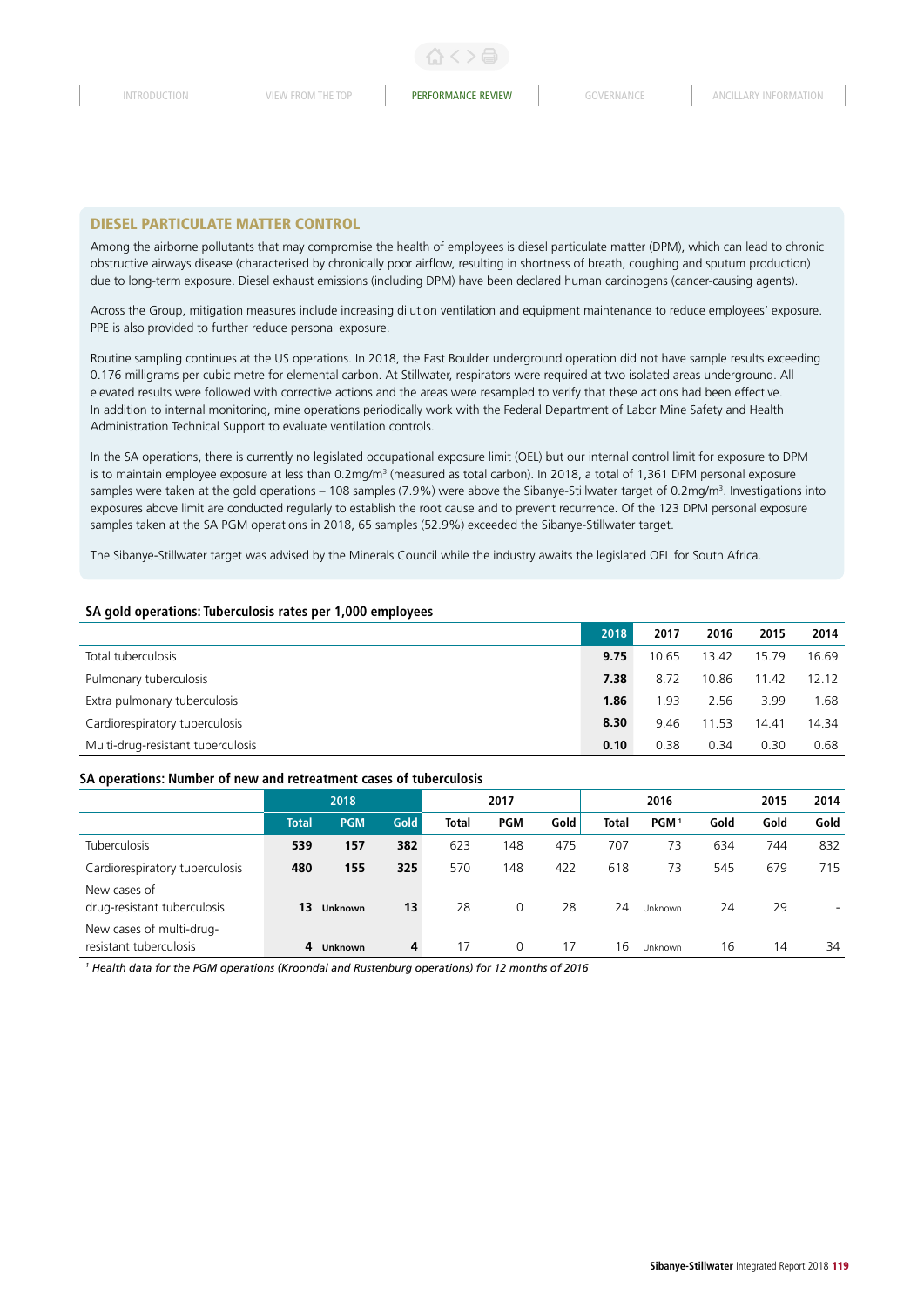## DIESEL PARTICULATE MATTER CONTROL

Among the airborne pollutants that may compromise the health of employees is diesel particulate matter (DPM), which can lead to chronic obstructive airways disease (characterised by chronically poor airflow, resulting in shortness of breath, coughing and sputum production) due to long-term exposure. Diesel exhaust emissions (including DPM) have been declared human carcinogens (cancer-causing agents).

Across the Group, mitigation measures include increasing dilution ventilation and equipment maintenance to reduce employees' exposure. PPE is also provided to further reduce personal exposure.

Routine sampling continues at the US operations. In 2018, the East Boulder underground operation did not have sample results exceeding 0.176 milligrams per cubic metre for elemental carbon. At Stillwater, respirators were required at two isolated areas underground. All elevated results were followed with corrective actions and the areas were resampled to verify that these actions had been effective. In addition to internal monitoring, mine operations periodically work with the Federal Department of Labor Mine Safety and Health Administration Technical Support to evaluate ventilation controls.

In the SA operations, there is currently no legislated occupational exposure limit (OEL) but our internal control limit for exposure to DPM is to maintain employee exposure at less than $0.2mg/m^3$ (measured as total carbon). In 2018, a total of 1,361 DPM personal exposure samples were taken at the gold operations – 108 samples (7.9%) were above the Sibanye-Stillwater target of $0.2mg/m^3$. Investigations into exposures above limit are conducted regularly to establish the root cause and to prevent recurrence. Of the 123 DPM personal exposure samples taken at the SA PGM operations in 2018, 65 samples (52.9%) exceeded the Sibanye-Stillwater target.

The Sibanye-Stillwater target was advised by the Minerals Council while the industry awaits the legislated OEL for South Africa.

### SA gold operations: Tuberculosis rates per 1,000 employees

| | 2018 | 2017 | 2016 | 2015 | 2014 |
|---|---|---|---|---|---|
| Total tuberculosis | **9.75** | 10.65 | 13.42 | 15.79 | 16.69 |
| Pulmonary tuberculosis | **7.38** | 8.72 | 10.86 | 11.42 | 12.12 |
| Extra pulmonary tuberculosis | **1.86** | 1.93 | 2.56 | 3.99 | 1.68 |
| Cardiorespiratory tuberculosis | **8.30** | 9.46 | 11.53 | 14.41 | 14.34 |
| Multi-drug-resistant tuberculosis | **0.10** | 0.38 | 0.34 | 0.30 | 0.68 |

### SA operations: Number of new and retreatment cases of tuberculosis

| | 2018 | | | 2017 | | | 2016 | | | 2015 | 2014 |
|---|---|---|---|---|---|---|---|---|---|---|---|
| | Total | PGM | Gold | Total | PGM | Gold | Total | PGM[1] | Gold | Gold | Gold |
| Tuberculosis | **539** | **157** | **382** | 623 | 148 | 475 | 707 | 73 | 634 | 744 | 832 |
| Cardiorespiratory tuberculosis | **480** | **155** | **325** | 570 | 148 | 422 | 618 | 73 | 545 | 679 | 715 |
| New cases of drug-resistant tuberculosis | **13** | **Unknown** | **13** | 28 | 0 | 28 | 24 | Unknown | 24 | 29 | - |
| New cases of multi-drug-resistant tuberculosis | **4** | **Unknown** | **4** | 17 | 0 | 17 | 16 | Unknown | 16 | 14 | 34 |

[1] *Health data for the PGM operations (Kroondal and Rustenburg operations) for 12 months of 2016*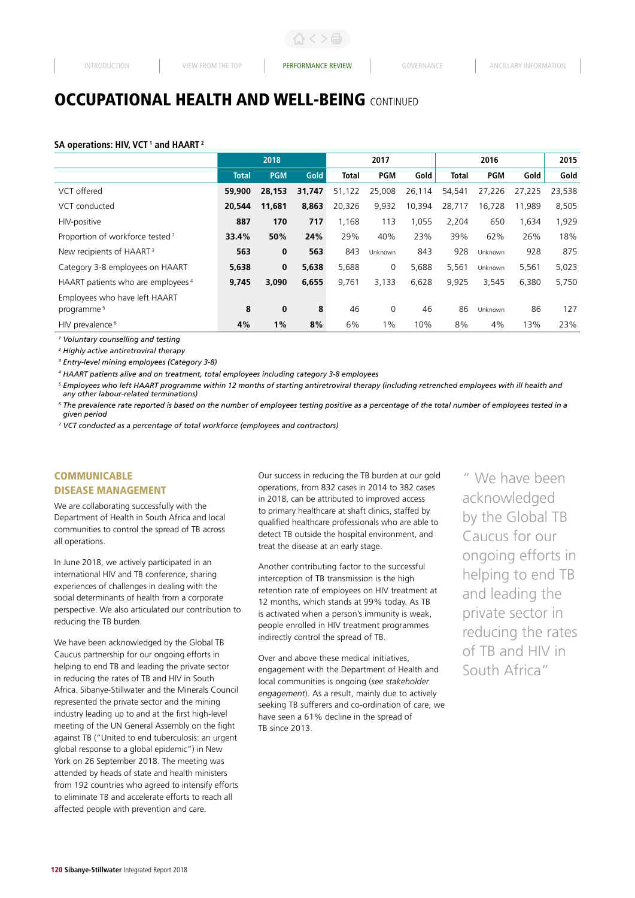# OCCUPATIONAL HEALTH AND WELL-BEING CONTINUED

**SA operations: HIV, VCT[1] and HAART[2]**

| | 2018 | | | 2017 | | | 2016 | | | 2015 |
|---|---|---|---|---|---|---|---|---|---|---|
| | **Total** | **PGM** | **Gold** | **Total** | **PGM** | **Gold** | **Total** | **PGM** | **Gold** | **Gold** |
| VCT offered | **59,900** | **28,153** | **31,747** | 51,122 | 25,008 | 26,114 | 54,541 | 27,226 | 27,225 | 23,538 |
| VCT conducted | **20,544** | **11,681** | **8,863** | 20,326 | 9,932 | 10,394 | 28,717 | 16,728 | 11,989 | 8,505 |
| HIV-positive | **887** | **170** | **717** | 1,168 | 113 | 1,055 | 2,204 | 650 | 1,634 | 1,929 |
| Proportion of workforce tested[7] | **33.4%** | **50%** | **24%** | 29% | 40% | 23% | 39% | 62% | 26% | 18% |
| New recipients of HAART[3] | **563** | **0** | **563** | 843 | Unknown | 843 | 928 | Unknown | 928 | 875 |
| Category 3-8 employees on HAART | **5,638** | **0** | **5,638** | 5,688 | 0 | 5,688 | 5,561 | Unknown | 5,561 | 5,023 |
| HAART patients who are employees[4] | **9,745** | **3,090** | **6,655** | 9,761 | 3,133 | 6,628 | 9,925 | 3,545 | 6,380 | 5,750 |
| Employees who have left HAART programme[5] | **8** | **0** | **8** | 46 | 0 | 46 | 86 | Unknown | 86 | 127 |
| HIV prevalence[6] | **4%** | **1%** | **8%** | 6% | 1% | 10% | 8% | 4% | 13% | 23% |

*[1] Voluntary counselling and testing*
*[2] Highly active antiretroviral therapy*
*[3] Entry-level mining employees (Category 3-8)*
*[4] HAART patients alive and on treatment, total employees including category 3-8 employees*
*[5] Employees who left HAART programme within 12 months of starting antiretroviral therapy (including retrenched employees with ill health and any other labour-related terminations)*
*[6] The prevalence rate reported is based on the number of employees testing positive as a percentage of the total number of employees tested in a given period*
*[7] VCT conducted as a percentage of total workforce (employees and contractors)*

## COMMUNICABLE DISEASE MANAGEMENT

We are collaborating successfully with the Department of Health in South Africa and local communities to control the spread of TB across all operations.

In June 2018, we actively participated in an international HIV and TB conference, sharing experiences of challenges in dealing with the social determinants of health from a corporate perspective. We also articulated our contribution to reducing the TB burden.

We have been acknowledged by the Global TB Caucus partnership for our ongoing efforts in helping to end TB and leading the private sector in reducing the rates of TB and HIV in South Africa. Sibanye-Stillwater and the Minerals Council represented the private sector and the mining industry leading up to and at the first high-level meeting of the UN General Assembly on the fight against TB ("United to end tuberculosis: an urgent global response to a global epidemic") in New York on 26 September 2018. The meeting was attended by heads of state and health ministers from 192 countries who agreed to intensify efforts to eliminate TB and accelerate efforts to reach all affected people with prevention and care.

Our success in reducing the TB burden at our gold operations, from 832 cases in 2014 to 382 cases in 2018, can be attributed to improved access to primary healthcare at shaft clinics, staffed by qualified healthcare professionals who are able to detect TB outside the hospital environment, and treat the disease at an early stage.

Another contributing factor to the successful interception of TB transmission is the high retention rate of employees on HIV treatment at 12 months, which stands at 99% today. As TB is activated when a person's immunity is weak, people enrolled in HIV treatment programmes indirectly control the spread of TB.

Over and above these medical initiatives, engagement with the Department of Health and local communities is ongoing (*see stakeholder engagement*). As a result, mainly due to actively seeking TB sufferers and co-ordination of care, we have seen a 61% decline in the spread of TB since 2013.

"We have been acknowledged by the Global TB Caucus for our ongoing efforts in helping to end TB and leading the private sector in reducing the rates of TB and HIV in South Africa"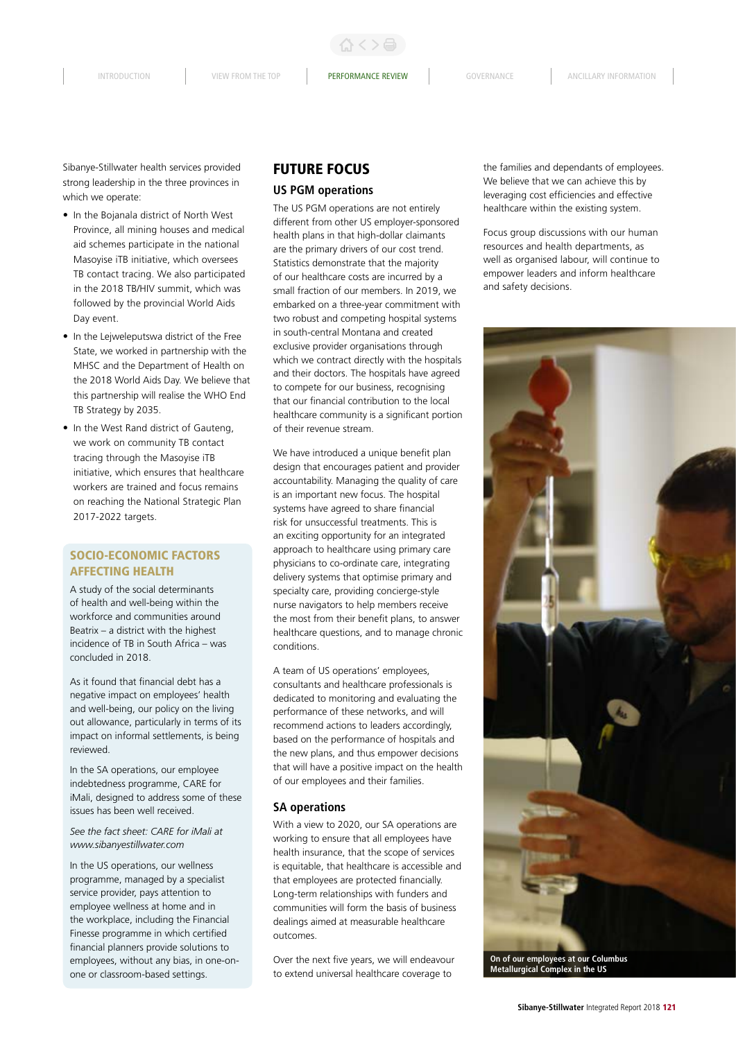Sibanye-Stillwater health services provided strong leadership in the three provinces in which we operate:

- In the Bojanala district of North West Province, all mining houses and medical aid schemes participate in the national Masoyise iTB initiative, which oversees TB contact tracing. We also participated in the 2018 TB/HIV summit, which was followed by the provincial World Aids Day event.
- In the Lejweleputswa district of the Free State, we worked in partnership with the MHSC and the Department of Health on the 2018 World Aids Day. We believe that this partnership will realise the WHO End TB Strategy by 2035.
- In the West Rand district of Gauteng, we work on community TB contact tracing through the Masoyise iTB initiative, which ensures that healthcare workers are trained and focus remains on reaching the National Strategic Plan 2017-2022 targets.

### SOCIO-ECONOMIC FACTORS AFFECTING HEALTH

A study of the social determinants of health and well-being within the workforce and communities around Beatrix – a district with the highest incidence of TB in South Africa – was concluded in 2018.

As it found that financial debt has a negative impact on employees' health and well-being, our policy on the living out allowance, particularly in terms of its impact on informal settlements, is being reviewed.

In the SA operations, our employee indebtedness programme, CARE for iMali, designed to address some of these issues has been well received.

*See the fact sheet: CARE for iMali at www.sibanyestillwater.com*

In the US operations, our wellness programme, managed by a specialist service provider, pays attention to employee wellness at home and in the workplace, including the Financial Finesse programme in which certified financial planners provide solutions to employees, without any bias, in one-on-one or classroom-based settings.

## FUTURE FOCUS

### US PGM operations

The US PGM operations are not entirely different from other US employer-sponsored health plans in that high-dollar claimants are the primary drivers of our cost trend. Statistics demonstrate that the majority of our healthcare costs are incurred by a small fraction of our members. In 2019, we embarked on a three-year commitment with two robust and competing hospital systems in south-central Montana and created exclusive provider organisations through which we contract directly with the hospitals and their doctors. The hospitals have agreed to compete for our business, recognising that our financial contribution to the local healthcare community is a significant portion of their revenue stream.

We have introduced a unique benefit plan design that encourages patient and provider accountability. Managing the quality of care is an important new focus. The hospital systems have agreed to share financial risk for unsuccessful treatments. This is an exciting opportunity for an integrated approach to healthcare using primary care physicians to co-ordinate care, integrating delivery systems that optimise primary and specialty care, providing concierge-style nurse navigators to help members receive the most from their benefit plans, to answer healthcare questions, and to manage chronic conditions.

A team of US operations' employees, consultants and healthcare professionals is dedicated to monitoring and evaluating the performance of these networks, and will recommend actions to leaders accordingly, based on the performance of hospitals and the new plans, and thus empower decisions that will have a positive impact on the health of our employees and their families.

### SA operations

With a view to 2020, our SA operations are working to ensure that all employees have health insurance, that the scope of services is equitable, that healthcare is accessible and that employees are protected financially. Long-term relationships with funders and communities will form the basis of business dealings aimed at measurable healthcare outcomes.

Over the next five years, we will endeavour to extend universal healthcare coverage to the families and dependants of employees. We believe that we can achieve this by leveraging cost efficiencies and effective healthcare within the existing system.

Focus group discussions with our human resources and health departments, as well as organised labour, will continue to empower leaders and inform healthcare and safety decisions.

On of our employees at our Columbus Metallurgical Complex in the US